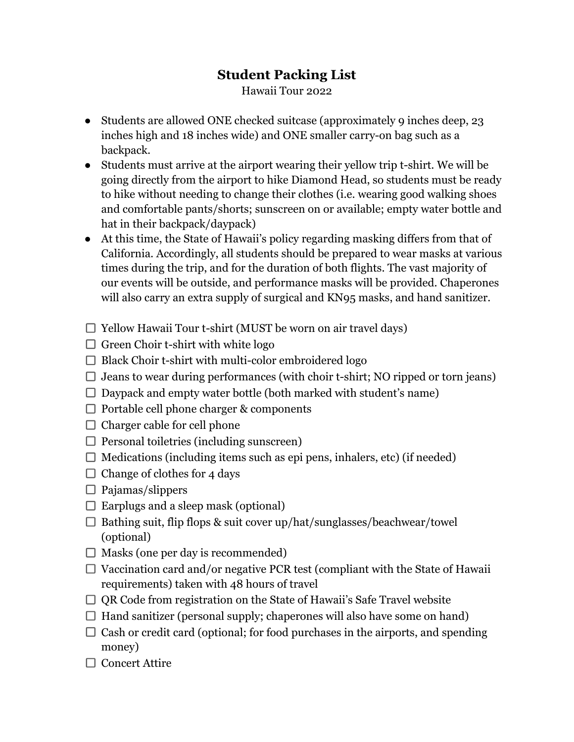# Student Packing List

Hawaii Tour 2022

- Students are allowed ONE checked suitcase (approximately 9 inches deep, 23 inches high and 18 inches wide) and ONE smaller carry-on bag such as a backpack.
- Students must arrive at the airport wearing their yellow trip t-shirt. We will be going directly from the airport to hike Diamond Head, so students must be ready to hike without needing to change their clothes (i.e. wearing good walking shoes and comfortable pants/shorts; sunscreen on or available; empty water bottle and hat in their backpack/daypack)
- At this time, the State of Hawaii's policy regarding masking differs from that of California. Accordingly, all students should be prepared to wear masks at various times during the trip, and for the duration of both flights. The vast majority of our events will be outside, and performance masks will be provided. Chaperones will also carry an extra supply of surgical and KN95 masks, and hand sanitizer.

- [ ] Yellow Hawaii Tour t-shirt (MUST be worn on air travel days)
- [ ] Green Choir t-shirt with white logo
- [ ] Black Choir t-shirt with multi-color embroidered logo
- [ ] Jeans to wear during performances (with choir t-shirt; NO ripped or torn jeans)
- [ ] Daypack and empty water bottle (both marked with student's name)
- [ ] Portable cell phone charger & components
- [ ] Charger cable for cell phone
- [ ] Personal toiletries (including sunscreen)
- [ ] Medications (including items such as epi pens, inhalers, etc) (if needed)
- [ ] Change of clothes for 4 days
- [ ] Pajamas/slippers
- [ ] Earplugs and a sleep mask (optional)
- [ ] Bathing suit, flip flops & suit cover up/hat/sunglasses/beachwear/towel (optional)
- [ ] Masks (one per day is recommended)
- [ ] Vaccination card and/or negative PCR test (compliant with the State of Hawaii requirements) taken with 48 hours of travel
- [ ] QR Code from registration on the State of Hawaii's Safe Travel website
- [ ] Hand sanitizer (personal supply; chaperones will also have some on hand)
- [ ] Cash or credit card (optional; for food purchases in the airports, and spending money)
- [ ] Concert Attire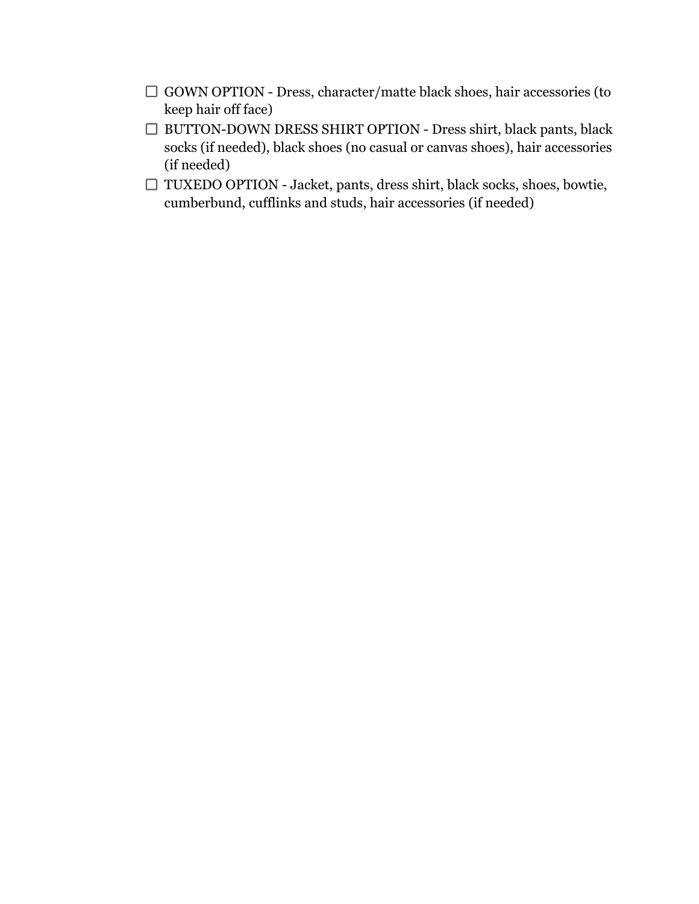- [ ] GOWN OPTION - Dress, character/matte black shoes, hair accessories (to keep hair off face)
- [ ] BUTTON-DOWN DRESS SHIRT OPTION - Dress shirt, black pants, black socks (if needed), black shoes (no casual or canvas shoes), hair accessories (if needed)
- [ ] TUXEDO OPTION - Jacket, pants, dress shirt, black socks, shoes, bowtie, cumberbund, cufflinks and studs, hair accessories (if needed)